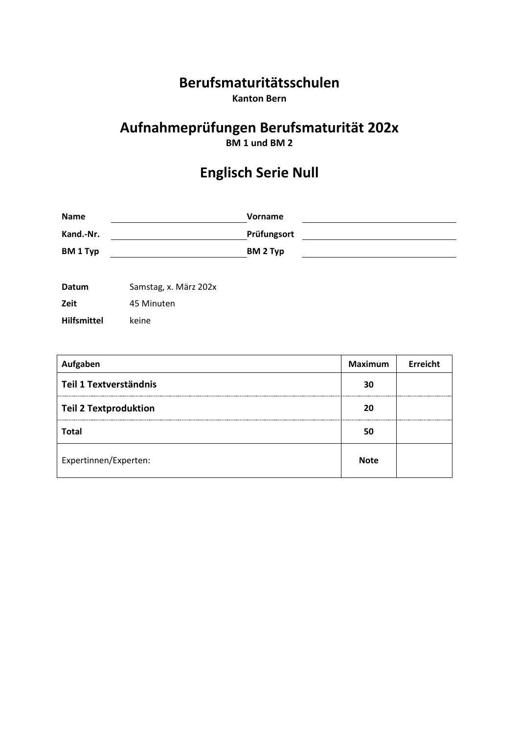# Berufsmaturitätsschulen

**Kanton Bern**

# Aufnahmeprüfungen Berufsmaturität 202x

**BM 1 und BM 2**

# Englisch Serie Null

| | | | |
|---|---|---|---|
| **Name** | | **Vorname** | |
| **Kand.-Nr.** | | **Prüfungsort** | |
| **BM 1 Typ** | | **BM 2 Typ** | |

| | |
|---|---|
| **Datum** | Samstag, x. März 202x |
| **Zeit** | 45 Minuten |
| **Hilfsmittel** | keine |

| Aufgaben | Maximum | Erreicht |
|---|---|---|
| **Teil 1 Textverständnis** | **30** | |
| **Teil 2 Textproduktion** | **20** | |
| **Total** | **50** | |
| Expertinnen/Experten: | **Note** | |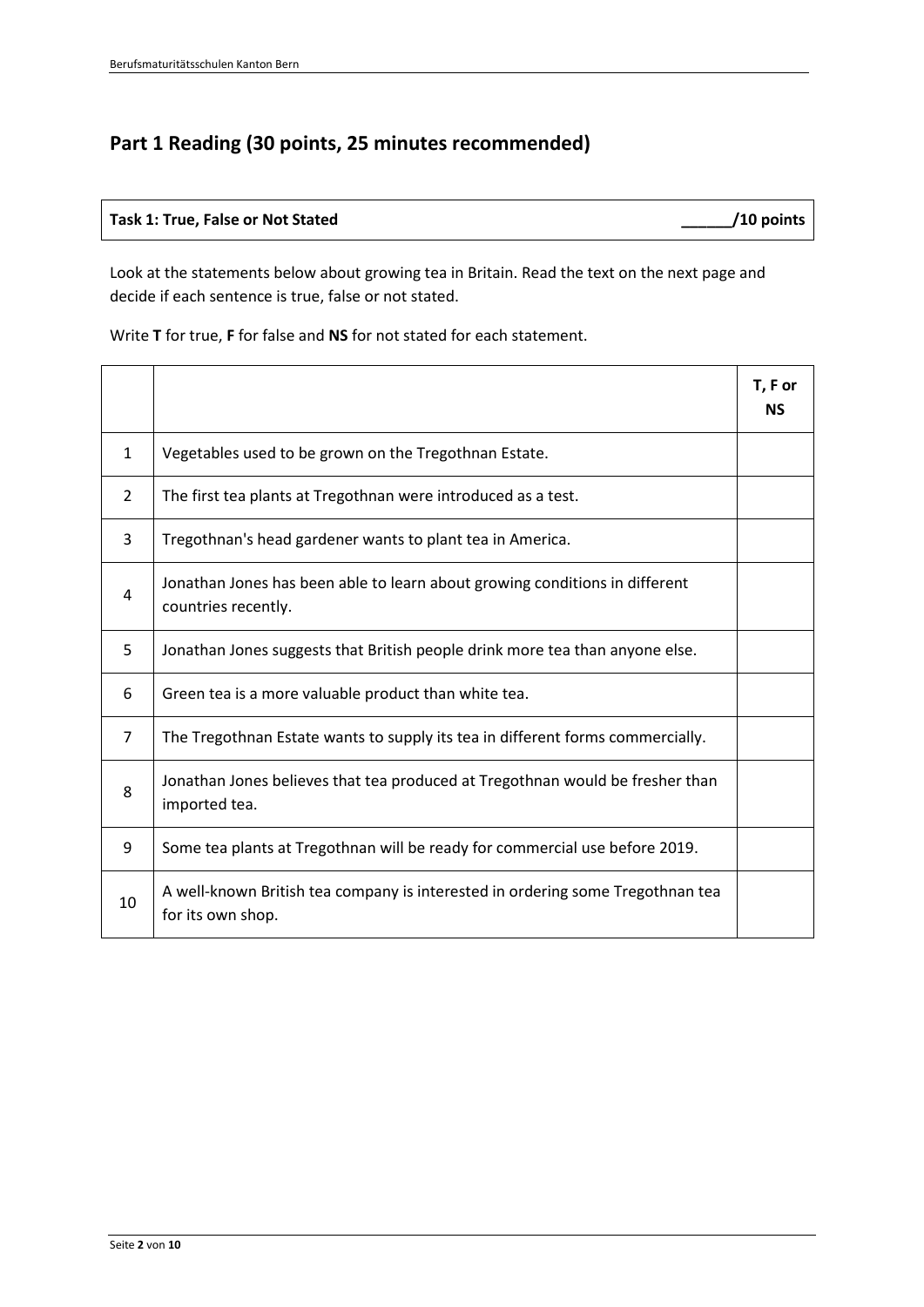## Part 1 Reading (30 points, 25 minutes recommended)

**Task 1: True, False or Not Stated** ______/10 points

Look at the statements below about growing tea in Britain. Read the text on the next page and decide if each sentence is true, false or not stated.

Write **T** for true, **F** for false and **NS** for not stated for each statement.

| | | T, F or NS |
|---|---|---|
| 1 | Vegetables used to be grown on the Tregothnan Estate. | |
| 2 | The first tea plants at Tregothnan were introduced as a test. | |
| 3 | Tregothnan's head gardener wants to plant tea in America. | |
| 4 | Jonathan Jones has been able to learn about growing conditions in different countries recently. | |
| 5 | Jonathan Jones suggests that British people drink more tea than anyone else. | |
| 6 | Green tea is a more valuable product than white tea. | |
| 7 | The Tregothnan Estate wants to supply its tea in different forms commercially. | |
| 8 | Jonathan Jones believes that tea produced at Tregothnan would be fresher than imported tea. | |
| 9 | Some tea plants at Tregothnan will be ready for commercial use before 2019. | |
| 10 | A well-known British tea company is interested in ordering some Tregothnan tea for its own shop. | |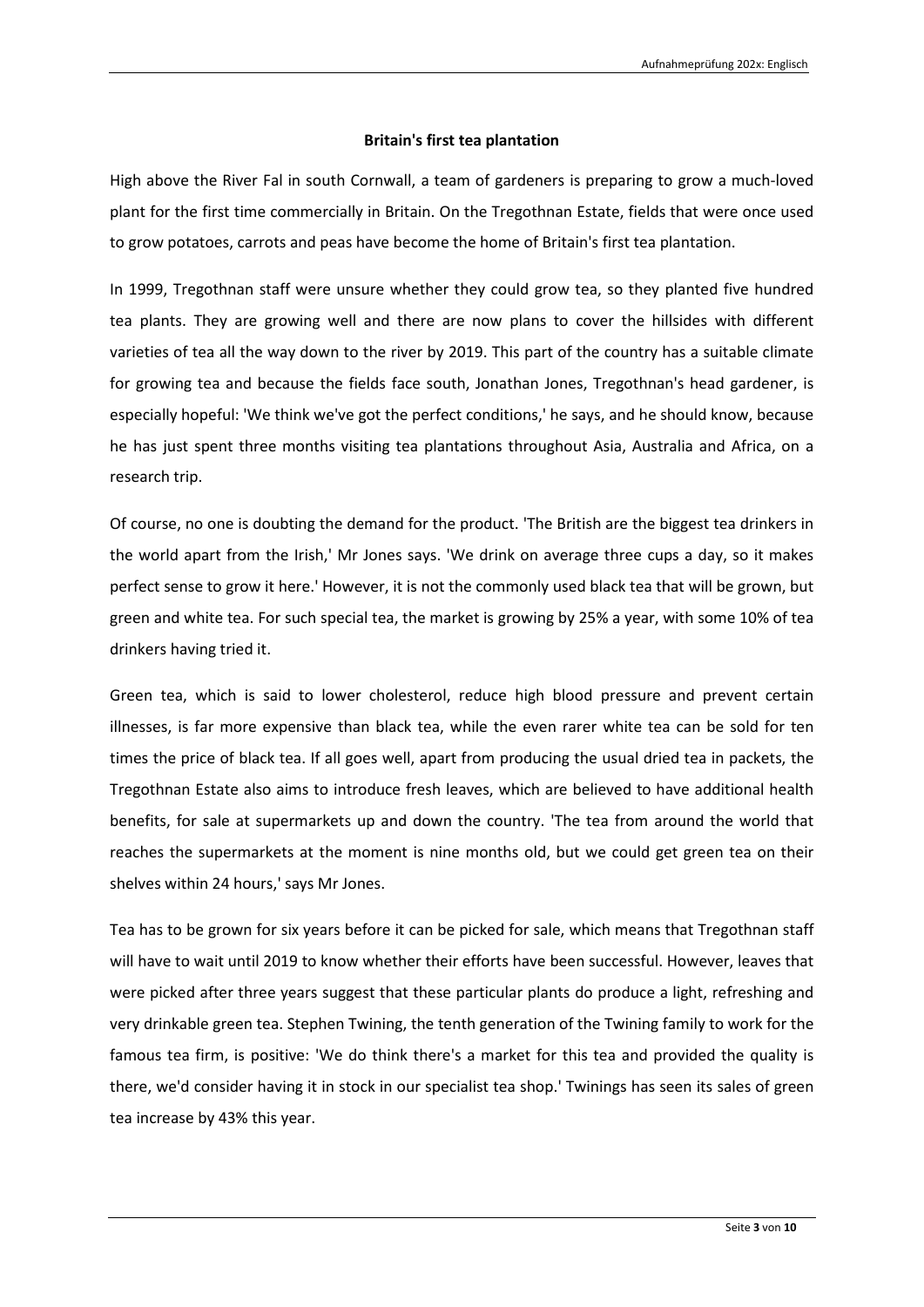**Britain's first tea plantation**

High above the River Fal in south Cornwall, a team of gardeners is preparing to grow a much-loved plant for the first time commercially in Britain. On the Tregothnan Estate, fields that were once used to grow potatoes, carrots and peas have become the home of Britain's first tea plantation.

In 1999, Tregothnan staff were unsure whether they could grow tea, so they planted five hundred tea plants. They are growing well and there are now plans to cover the hillsides with different varieties of tea all the way down to the river by 2019. This part of the country has a suitable climate for growing tea and because the fields face south, Jonathan Jones, Tregothnan's head gardener, is especially hopeful: 'We think we've got the perfect conditions,' he says, and he should know, because he has just spent three months visiting tea plantations throughout Asia, Australia and Africa, on a research trip.

Of course, no one is doubting the demand for the product. 'The British are the biggest tea drinkers in the world apart from the Irish,' Mr Jones says. 'We drink on average three cups a day, so it makes perfect sense to grow it here.' However, it is not the commonly used black tea that will be grown, but green and white tea. For such special tea, the market is growing by 25% a year, with some 10% of tea drinkers having tried it.

Green tea, which is said to lower cholesterol, reduce high blood pressure and prevent certain illnesses, is far more expensive than black tea, while the even rarer white tea can be sold for ten times the price of black tea. If all goes well, apart from producing the usual dried tea in packets, the Tregothnan Estate also aims to introduce fresh leaves, which are believed to have additional health benefits, for sale at supermarkets up and down the country. 'The tea from around the world that reaches the supermarkets at the moment is nine months old, but we could get green tea on their shelves within 24 hours,' says Mr Jones.

Tea has to be grown for six years before it can be picked for sale, which means that Tregothnan staff will have to wait until 2019 to know whether their efforts have been successful. However, leaves that were picked after three years suggest that these particular plants do produce a light, refreshing and very drinkable green tea. Stephen Twining, the tenth generation of the Twining family to work for the famous tea firm, is positive: 'We do think there's a market for this tea and provided the quality is there, we'd consider having it in stock in our specialist tea shop.' Twinings has seen its sales of green tea increase by 43% this year.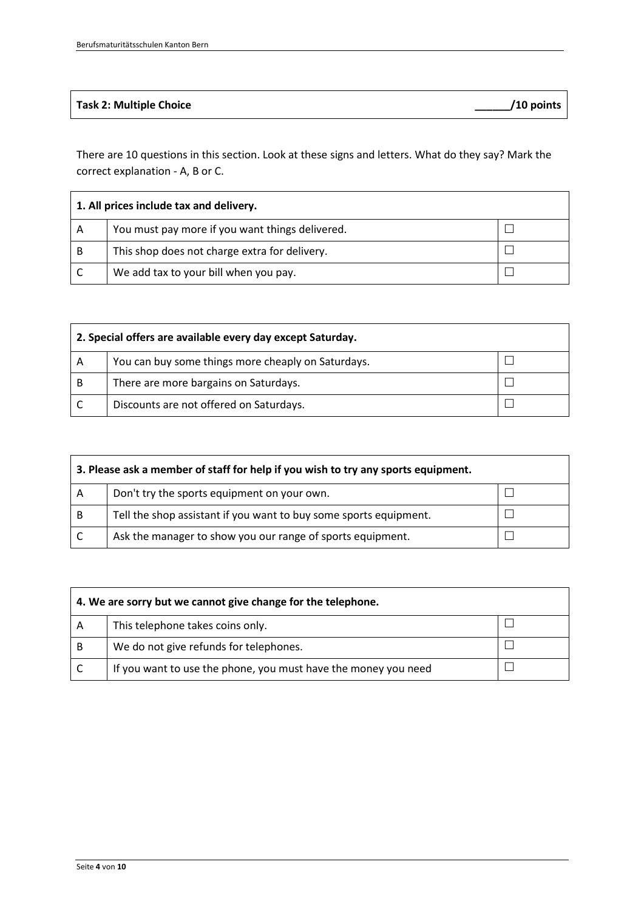## Task 2: Multiple Choice ______/10 points

There are 10 questions in this section. Look at these signs and letters. What do they say? Mark the correct explanation - A, B or C.

| **1. All prices include tax and delivery.** | | |
|---|---|---|
| A | You must pay more if you want things delivered. | ☐ |
| B | This shop does not charge extra for delivery. | ☐ |
| C | We add tax to your bill when you pay. | ☐ |

| **2. Special offers are available every day except Saturday.** | | |
|---|---|---|
| A | You can buy some things more cheaply on Saturdays. | ☐ |
| B | There are more bargains on Saturdays. | ☐ |
| C | Discounts are not offered on Saturdays. | ☐ |

| **3. Please ask a member of staff for help if you wish to try any sports equipment.** | | |
|---|---|---|
| A | Don't try the sports equipment on your own. | ☐ |
| B | Tell the shop assistant if you want to buy some sports equipment. | ☐ |
| C | Ask the manager to show you our range of sports equipment. | ☐ |

| **4. We are sorry but we cannot give change for the telephone.** | | |
|---|---|---|
| A | This telephone takes coins only. | ☐ |
| B | We do not give refunds for telephones. | ☐ |
| C | If you want to use the phone, you must have the money you need | ☐ |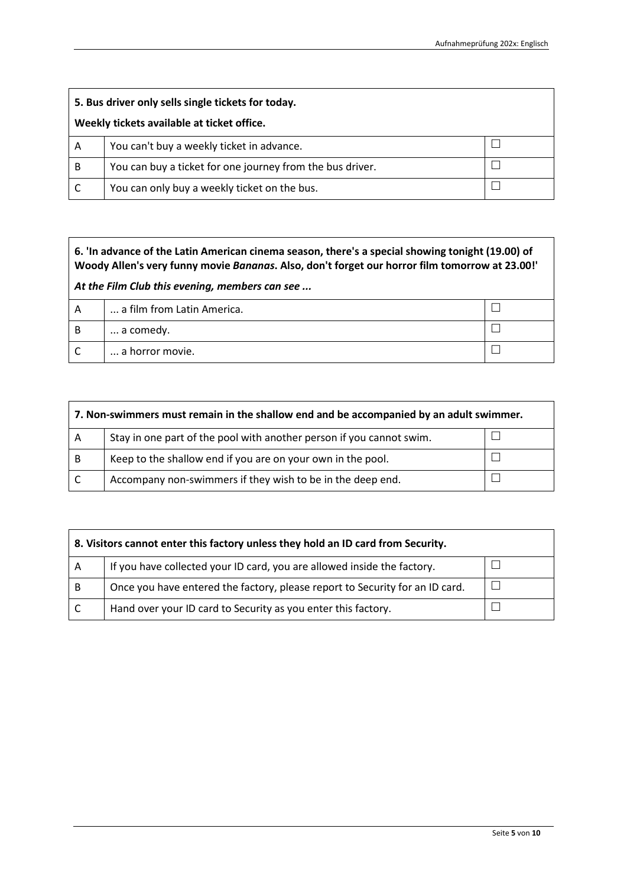| **5. Bus driver only sells single tickets for today.<br><br>Weekly tickets available at ticket office.** | | |
|---|---|---|
| A | You can't buy a weekly ticket in advance. | ☐ |
| B | You can buy a ticket for one journey from the bus driver. | ☐ |
| C | You can only buy a weekly ticket on the bus. | ☐ |

| **6. 'In advance of the Latin American cinema season, there's a special showing tonight (19.00) of Woody Allen's very funny movie *Bananas*. Also, don't forget our horror film tomorrow at 23.00!'<br><br>*At the Film Club this evening, members can see ...*** | | |
|---|---|---|
| A | ... a film from Latin America. | ☐ |
| B | ... a comedy. | ☐ |
| C | ... a horror movie. | ☐ |

| **7. Non-swimmers must remain in the shallow end and be accompanied by an adult swimmer.** | | |
|---|---|---|
| A | Stay in one part of the pool with another person if you cannot swim. | ☐ |
| B | Keep to the shallow end if you are on your own in the pool. | ☐ |
| C | Accompany non-swimmers if they wish to be in the deep end. | ☐ |

| **8. Visitors cannot enter this factory unless they hold an ID card from Security.** | | |
|---|---|---|
| A | If you have collected your ID card, you are allowed inside the factory. | ☐ |
| B | Once you have entered the factory, please report to Security for an ID card. | ☐ |
| C | Hand over your ID card to Security as you enter this factory. | ☐ |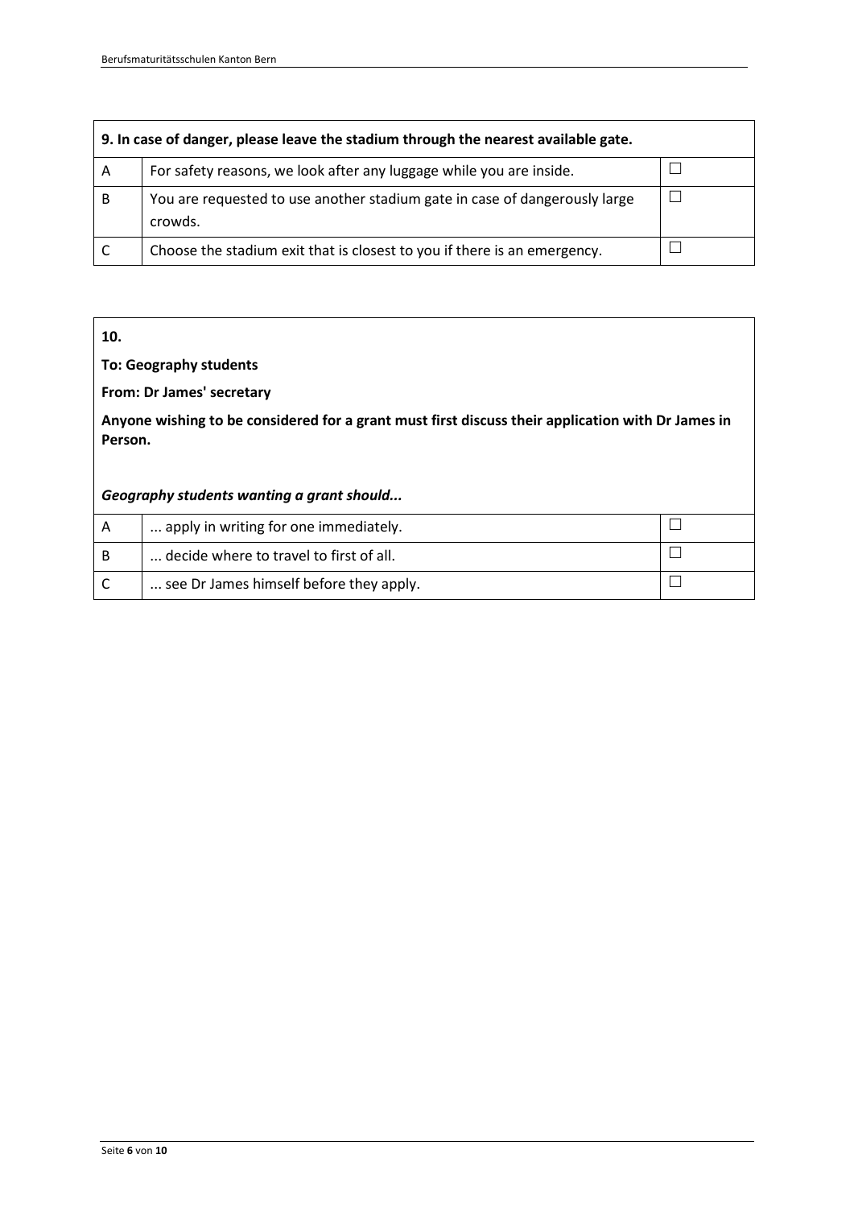| 9. In case of danger, please leave the stadium through the nearest available gate. | | |
|---|---|---|
| A | For safety reasons, we look after any luggage while you are inside. | ☐ |
| B | You are requested to use another stadium gate in case of dangerously large crowds. | ☐ |
| C | Choose the stadium exit that is closest to you if there is an emergency. | ☐ |

**10.**

**To: Geography students**

**From: Dr James' secretary**

**Anyone wishing to be considered for a grant must first discuss their application with Dr James in Person.**

***Geography students wanting a grant should...***

| A | ... apply in writing for one immediately. | ☐ |
|---|---|---|
| B | ... decide where to travel to first of all. | ☐ |
| C | ... see Dr James himself before they apply. | ☐ |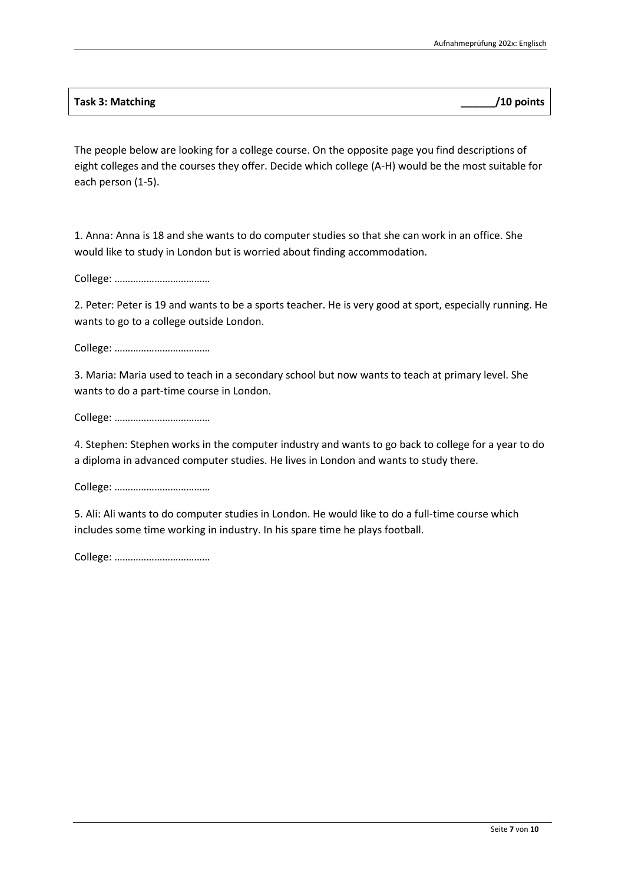**Task 3: Matching** ______/10 points

The people below are looking for a college course. On the opposite page you find descriptions of eight colleges and the courses they offer. Decide which college (A-H) would be the most suitable for each person (1-5).

1. Anna: Anna is 18 and she wants to do computer studies so that she can work in an office. She would like to study in London but is worried about finding accommodation.

College: ………………………………

2. Peter: Peter is 19 and wants to be a sports teacher. He is very good at sport, especially running. He wants to go to a college outside London.

College: ………………………………

3. Maria: Maria used to teach in a secondary school but now wants to teach at primary level. She wants to do a part-time course in London.

College: ………………………………

4. Stephen: Stephen works in the computer industry and wants to go back to college for a year to do a diploma in advanced computer studies. He lives in London and wants to study there.

College: ………………………………

5. Ali: Ali wants to do computer studies in London. He would like to do a full-time course which includes some time working in industry. In his spare time he plays football.

College: ………………………………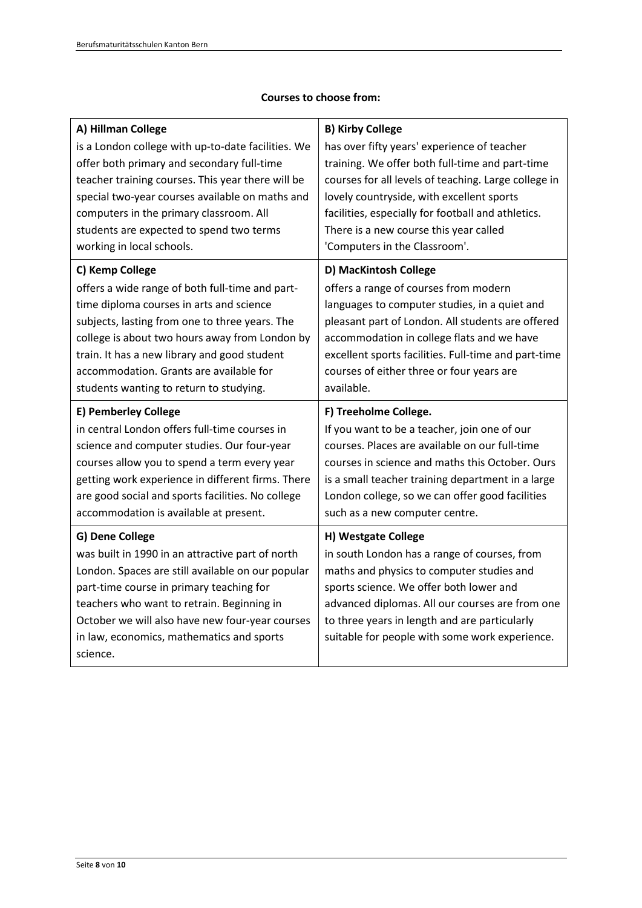**Courses to choose from:**

| | |
|---|---|
| **A) Hillman College**<br>is a London college with up-to-date facilities. We offer both primary and secondary full-time teacher training courses. This year there will be special two-year courses available on maths and computers in the primary classroom. All students are expected to spend two terms working in local schools. | **B) Kirby College**<br>has over fifty years' experience of teacher training. We offer both full-time and part-time courses for all levels of teaching. Large college in lovely countryside, with excellent sports facilities, especially for football and athletics. There is a new course this year called 'Computers in the Classroom'. |
| **C) Kemp College**<br>offers a wide range of both full-time and part-time diploma courses in arts and science subjects, lasting from one to three years. The college is about two hours away from London by train. It has a new library and good student accommodation. Grants are available for students wanting to return to studying. | **D) MacKintosh College**<br>offers a range of courses from modern languages to computer studies, in a quiet and pleasant part of London. All students are offered accommodation in college flats and we have excellent sports facilities. Full-time and part-time courses of either three or four years are available. |
| **E) Pemberley College**<br>in central London offers full-time courses in science and computer studies. Our four-year courses allow you to spend a term every year getting work experience in different firms. There are good social and sports facilities. No college accommodation is available at present. | **F) Treeholme College.**<br>If you want to be a teacher, join one of our courses. Places are available on our full-time courses in science and maths this October. Ours is a small teacher training department in a large London college, so we can offer good facilities such as a new computer centre. |
| **G) Dene College**<br>was built in 1990 in an attractive part of north London. Spaces are still available on our popular part-time course in primary teaching for teachers who want to retrain. Beginning in October we will also have new four-year courses in law, economics, mathematics and sports science. | **H) Westgate College**<br>in south London has a range of courses, from maths and physics to computer studies and sports science. We offer both lower and advanced diplomas. All our courses are from one to three years in length and are particularly suitable for people with some work experience. |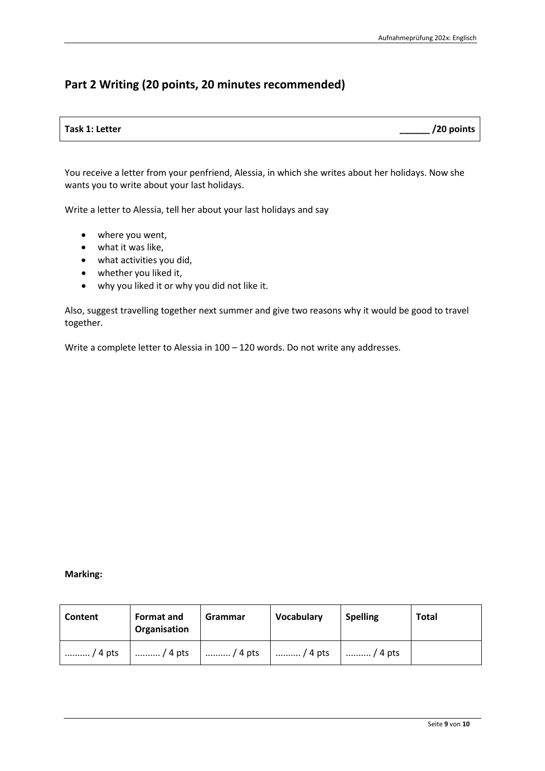## Part 2 Writing (20 points, 20 minutes recommended)

| **Task 1: Letter** | **______ /20 points** |
|---|---|

You receive a letter from your penfriend, Alessia, in which she writes about her holidays. Now she wants you to write about your last holidays.

Write a letter to Alessia, tell her about your last holidays and say

- where you went,
- what it was like,
- what activities you did,
- whether you liked it,
- why you liked it or why you did not like it.

Also, suggest travelling together next summer and give two reasons why it would be good to travel together.

Write a complete letter to Alessia in 100 – 120 words. Do not write any addresses.

**Marking:**

| **Content** | **Format and Organisation** | **Grammar** | **Vocabulary** | **Spelling** | **Total** |
|---|---|---|---|---|---|
| .......... / 4 pts | .......... / 4 pts | .......... / 4 pts | .......... / 4 pts | .......... / 4 pts | |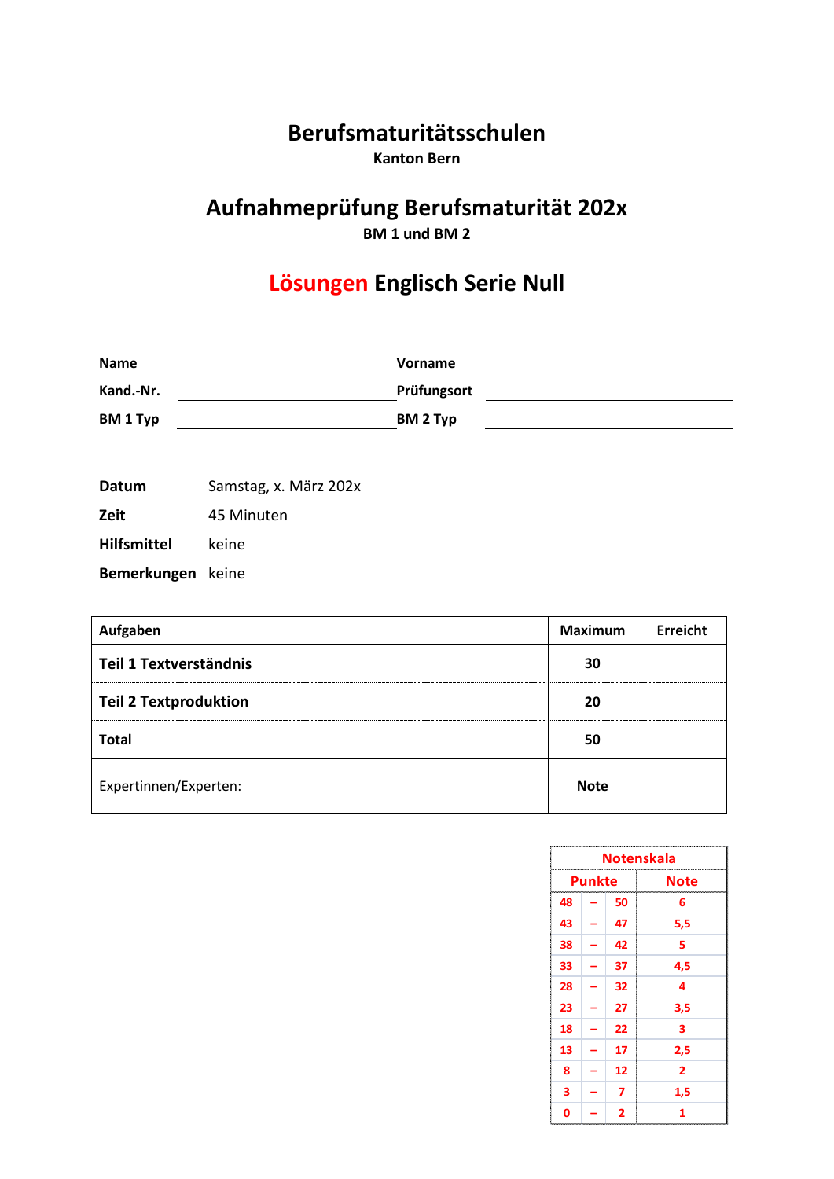# Berufsmaturitätsschulen

**Kanton Bern**

## Aufnahmeprüfung Berufsmaturität 202x

**BM 1 und BM 2**

## Lösungen Englisch Serie Null

| | | | |
|---|---|---|---|
| **Name** | | **Vorname** | |
| **Kand.-Nr.** | | **Prüfungsort** | |
| **BM 1 Typ** | | **BM 2 Typ** | |

| | |
|---|---|
| **Datum** | Samstag, x. März 202x |
| **Zeit** | 45 Minuten |
| **Hilfsmittel** | keine |
| **Bemerkungen** | keine |

| Aufgaben | Maximum | Erreicht |
|---|---|---|
| **Teil 1 Textverständnis** | **30** | |
| **Teil 2 Textproduktion** | **20** | |
| **Total** | **50** | |
| Expertinnen/Experten: | **Note** | |

| Notenskala | | | |
|---|---|---|---|
| **Punkte** | | | **Note** |
| 48 | – | 50 | 6 |
| 43 | – | 47 | 5,5 |
| 38 | – | 42 | 5 |
| 33 | – | 37 | 4,5 |
| 28 | – | 32 | 4 |
| 23 | – | 27 | 3,5 |
| 18 | – | 22 | 3 |
| 13 | – | 17 | 2,5 |
| 8 | – | 12 | 2 |
| 3 | – | 7 | 1,5 |
| 0 | – | 2 | 1 |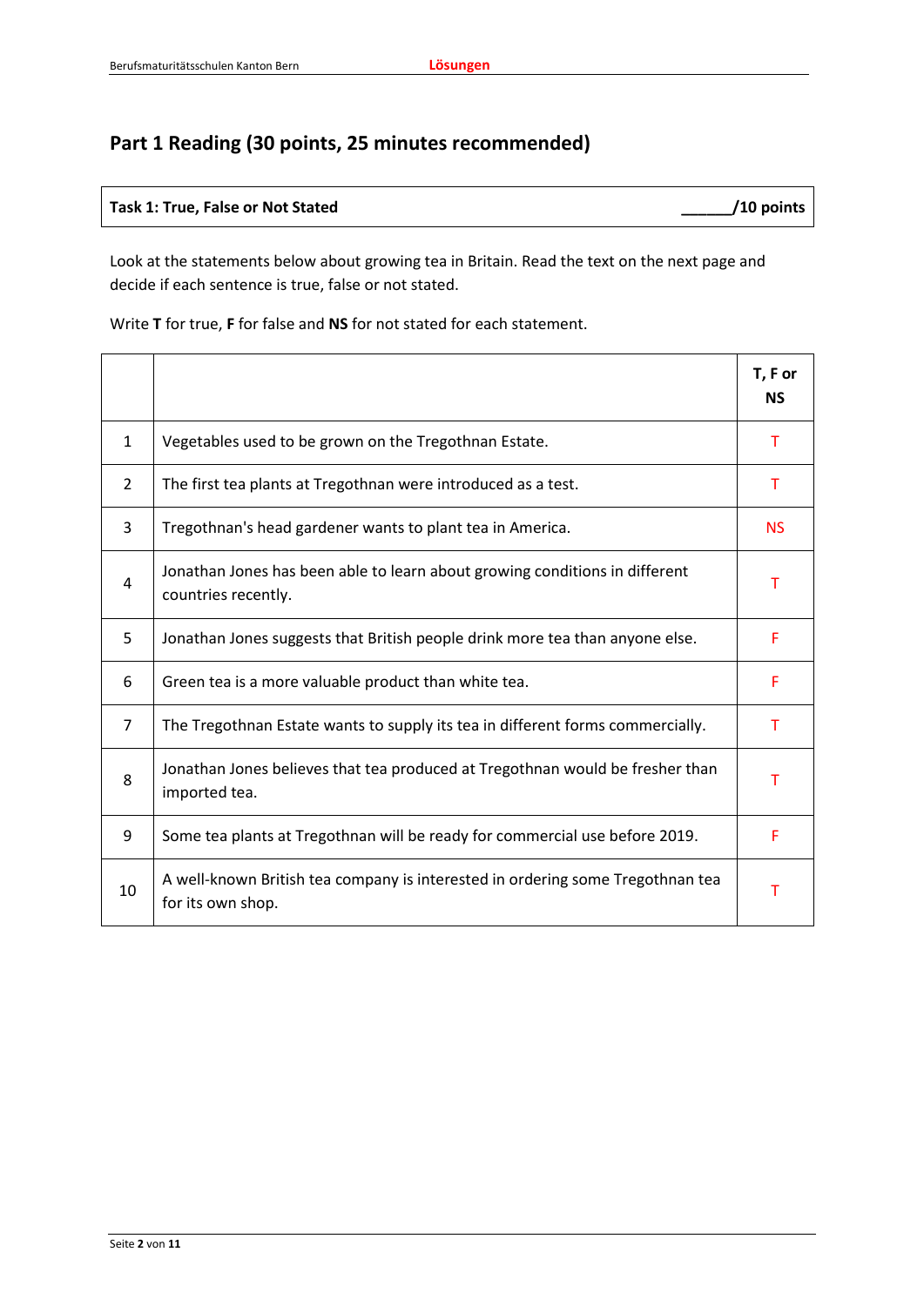## Part 1 Reading (30 points, 25 minutes recommended)

| Task 1: True, False or Not Stated | ______/10 points |
|---|---|

Look at the statements below about growing tea in Britain. Read the text on the next page and decide if each sentence is true, false or not stated.

Write **T** for true, **F** for false and **NS** for not stated for each statement.

| | | **T, F or NS** |
|---|---|---|
| 1 | Vegetables used to be grown on the Tregothnan Estate. | T |
| 2 | The first tea plants at Tregothnan were introduced as a test. | T |
| 3 | Tregothnan's head gardener wants to plant tea in America. | NS |
| 4 | Jonathan Jones has been able to learn about growing conditions in different countries recently. | T |
| 5 | Jonathan Jones suggests that British people drink more tea than anyone else. | F |
| 6 | Green tea is a more valuable product than white tea. | F |
| 7 | The Tregothnan Estate wants to supply its tea in different forms commercially. | T |
| 8 | Jonathan Jones believes that tea produced at Tregothnan would be fresher than imported tea. | T |
| 9 | Some tea plants at Tregothnan will be ready for commercial use before 2019. | F |
| 10 | A well-known British tea company is interested in ordering some Tregothnan tea for its own shop. | T |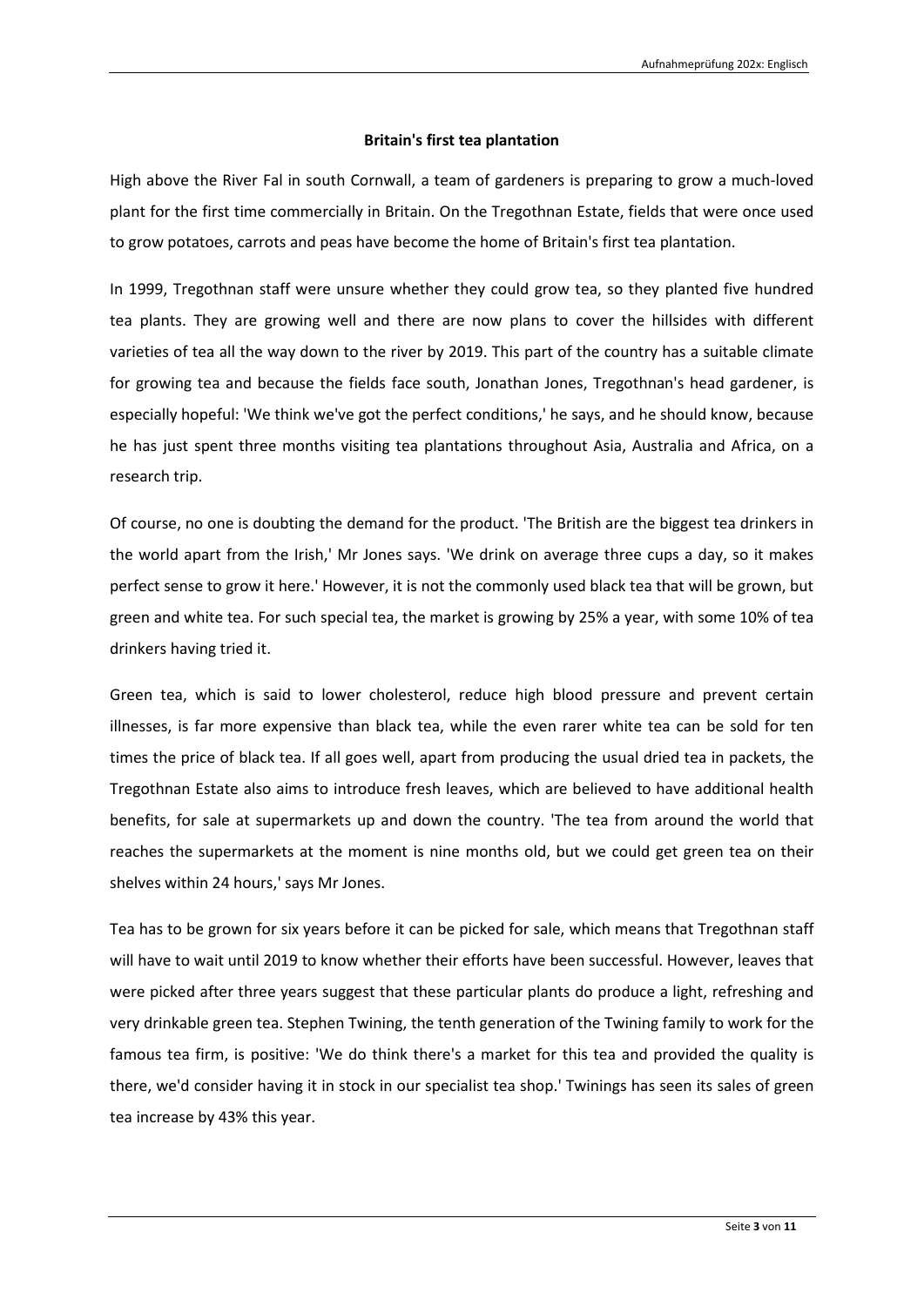## Britain's first tea plantation

High above the River Fal in south Cornwall, a team of gardeners is preparing to grow a much-loved plant for the first time commercially in Britain. On the Tregothnan Estate, fields that were once used to grow potatoes, carrots and peas have become the home of Britain's first tea plantation.

In 1999, Tregothnan staff were unsure whether they could grow tea, so they planted five hundred tea plants. They are growing well and there are now plans to cover the hillsides with different varieties of tea all the way down to the river by 2019. This part of the country has a suitable climate for growing tea and because the fields face south, Jonathan Jones, Tregothnan's head gardener, is especially hopeful: 'We think we've got the perfect conditions,' he says, and he should know, because he has just spent three months visiting tea plantations throughout Asia, Australia and Africa, on a research trip.

Of course, no one is doubting the demand for the product. 'The British are the biggest tea drinkers in the world apart from the Irish,' Mr Jones says. 'We drink on average three cups a day, so it makes perfect sense to grow it here.' However, it is not the commonly used black tea that will be grown, but green and white tea. For such special tea, the market is growing by 25% a year, with some 10% of tea drinkers having tried it.

Green tea, which is said to lower cholesterol, reduce high blood pressure and prevent certain illnesses, is far more expensive than black tea, while the even rarer white tea can be sold for ten times the price of black tea. If all goes well, apart from producing the usual dried tea in packets, the Tregothnan Estate also aims to introduce fresh leaves, which are believed to have additional health benefits, for sale at supermarkets up and down the country. 'The tea from around the world that reaches the supermarkets at the moment is nine months old, but we could get green tea on their shelves within 24 hours,' says Mr Jones.

Tea has to be grown for six years before it can be picked for sale, which means that Tregothnan staff will have to wait until 2019 to know whether their efforts have been successful. However, leaves that were picked after three years suggest that these particular plants do produce a light, refreshing and very drinkable green tea. Stephen Twining, the tenth generation of the Twining family to work for the famous tea firm, is positive: 'We do think there's a market for this tea and provided the quality is there, we'd consider having it in stock in our specialist tea shop.' Twinings has seen its sales of green tea increase by 43% this year.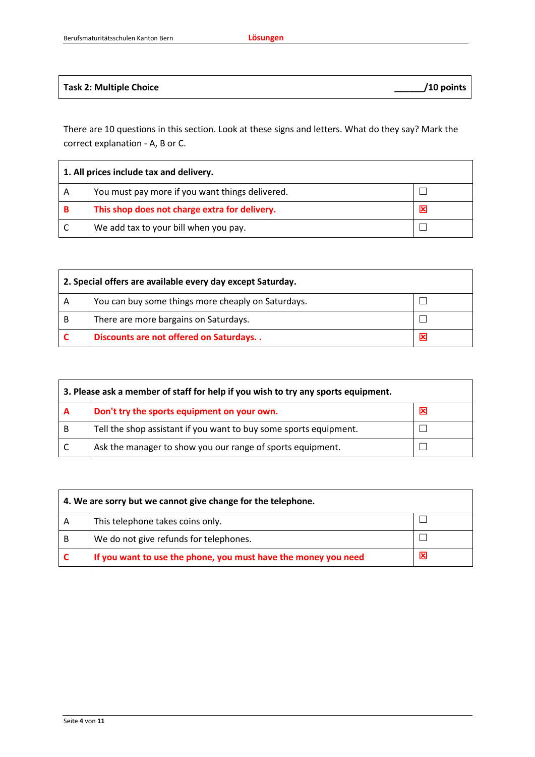| Task 2: Multiple Choice | ______/10 points |
| --- | --- |

There are 10 questions in this section. Look at these signs and letters. What do they say? Mark the correct explanation - A, B or C.

| 1. All prices include tax and delivery. | | |
| --- | --- | --- |
| A | You must pay more if you want things delivered. | ☐ |
| **B** | **This shop does not charge extra for delivery.** | ☒ |
| C | We add tax to your bill when you pay. | ☐ |

| 2. Special offers are available every day except Saturday. | | |
| --- | --- | --- |
| A | You can buy some things more cheaply on Saturdays. | ☐ |
| B | There are more bargains on Saturdays. | ☐ |
| **C** | **Discounts are not offered on Saturdays. .** | ☒ |

| 3. Please ask a member of staff for help if you wish to try any sports equipment. | | |
| --- | --- | --- |
| **A** | **Don't try the sports equipment on your own.** | ☒ |
| B | Tell the shop assistant if you want to buy some sports equipment. | ☐ |
| C | Ask the manager to show you our range of sports equipment. | ☐ |

| 4. We are sorry but we cannot give change for the telephone. | | |
| --- | --- | --- |
| A | This telephone takes coins only. | ☐ |
| B | We do not give refunds for telephones. | ☐ |
| **C** | **If you want to use the phone, you must have the money you need** | ☒ |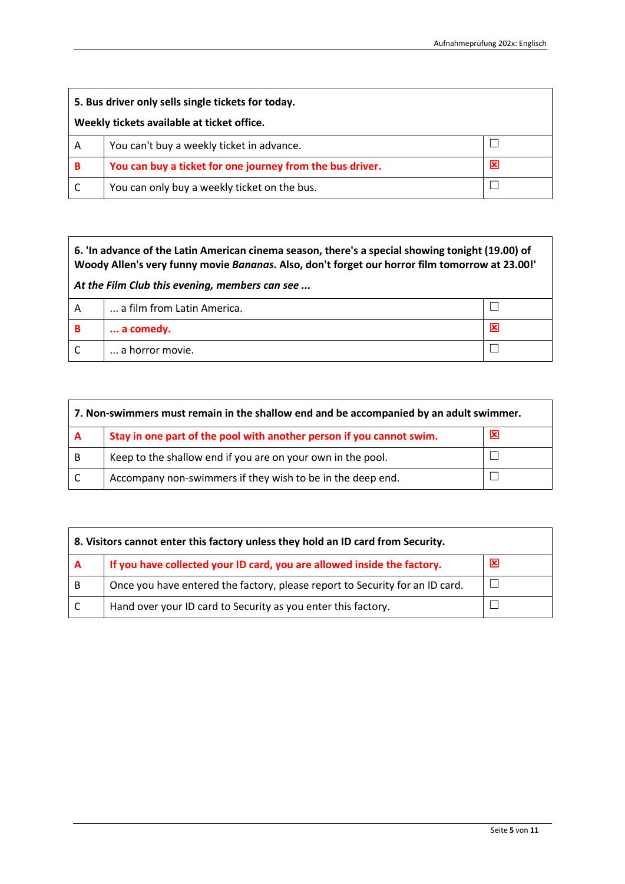| **5. Bus driver only sells single tickets for today.**<br><br>**Weekly tickets available at ticket office.** | | |
|---|---|---|
| A | You can't buy a weekly ticket in advance. | ☐ |
| **B** | **You can buy a ticket for one journey from the bus driver.** | ☒ |
| C | You can only buy a weekly ticket on the bus. | ☐ |

| **6. 'In advance of the Latin American cinema season, there's a special showing tonight (19.00) of Woody Allen's very funny movie *Bananas*. Also, don't forget our horror film tomorrow at 23.00!'**<br><br>***At the Film Club this evening, members can see ...*** | | |
|---|---|---|
| A | ... a film from Latin America. | ☐ |
| **B** | **... a comedy.** | ☒ |
| C | ... a horror movie. | ☐ |

| **7. Non-swimmers must remain in the shallow end and be accompanied by an adult swimmer.** | | |
|---|---|---|
| **A** | **Stay in one part of the pool with another person if you cannot swim.** | ☒ |
| B | Keep to the shallow end if you are on your own in the pool. | ☐ |
| C | Accompany non-swimmers if they wish to be in the deep end. | ☐ |

| **8. Visitors cannot enter this factory unless they hold an ID card from Security.** | | |
|---|---|---|
| **A** | **If you have collected your ID card, you are allowed inside the factory.** | ☒ |
| B | Once you have entered the factory, please report to Security for an ID card. | ☐ |
| C | Hand over your ID card to Security as you enter this factory. | ☐ |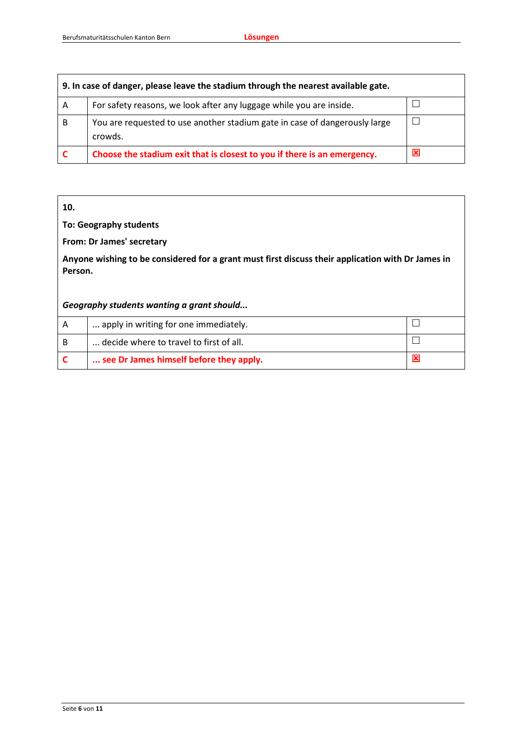| **9. In case of danger, please leave the stadium through the nearest available gate.** | | |
|---|---|---|
| A | For safety reasons, we look after any luggage while you are inside. | ☐ |
| B | You are requested to use another stadium gate in case of dangerously large crowds. | ☐ |
| **C** | **Choose the stadium exit that is closest to you if there is an emergency.** | ☒ |

**10.**

**To: Geography students**

**From: Dr James' secretary**

**Anyone wishing to be considered for a grant must first discuss their application with Dr James in Person.**

***Geography students wanting a grant should...***

| | | |
|---|---|---|
| A | ... apply in writing for one immediately. | ☐ |
| B | ... decide where to travel to first of all. | ☐ |
| **C** | **... see Dr James himself before they apply.** | ☒ |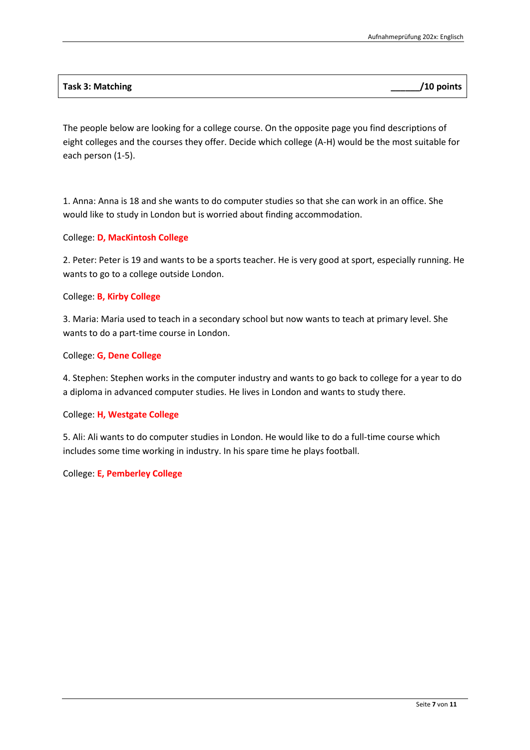| **Task 3: Matching** | **______/10 points** |
|---|---|

The people below are looking for a college course. On the opposite page you find descriptions of eight colleges and the courses they offer. Decide which college (A-H) would be the most suitable for each person (1-5).

1. Anna: Anna is 18 and she wants to do computer studies so that she can work in an office. She would like to study in London but is worried about finding accommodation.

College: **D, MacKintosh College**

2. Peter: Peter is 19 and wants to be a sports teacher. He is very good at sport, especially running. He wants to go to a college outside London.

College: **B, Kirby College**

3. Maria: Maria used to teach in a secondary school but now wants to teach at primary level. She wants to do a part-time course in London.

College: **G, Dene College**

4. Stephen: Stephen works in the computer industry and wants to go back to college for a year to do a diploma in advanced computer studies. He lives in London and wants to study there.

College: **H, Westgate College**

5. Ali: Ali wants to do computer studies in London. He would like to do a full-time course which includes some time working in industry. In his spare time he plays football.

College: **E, Pemberley College**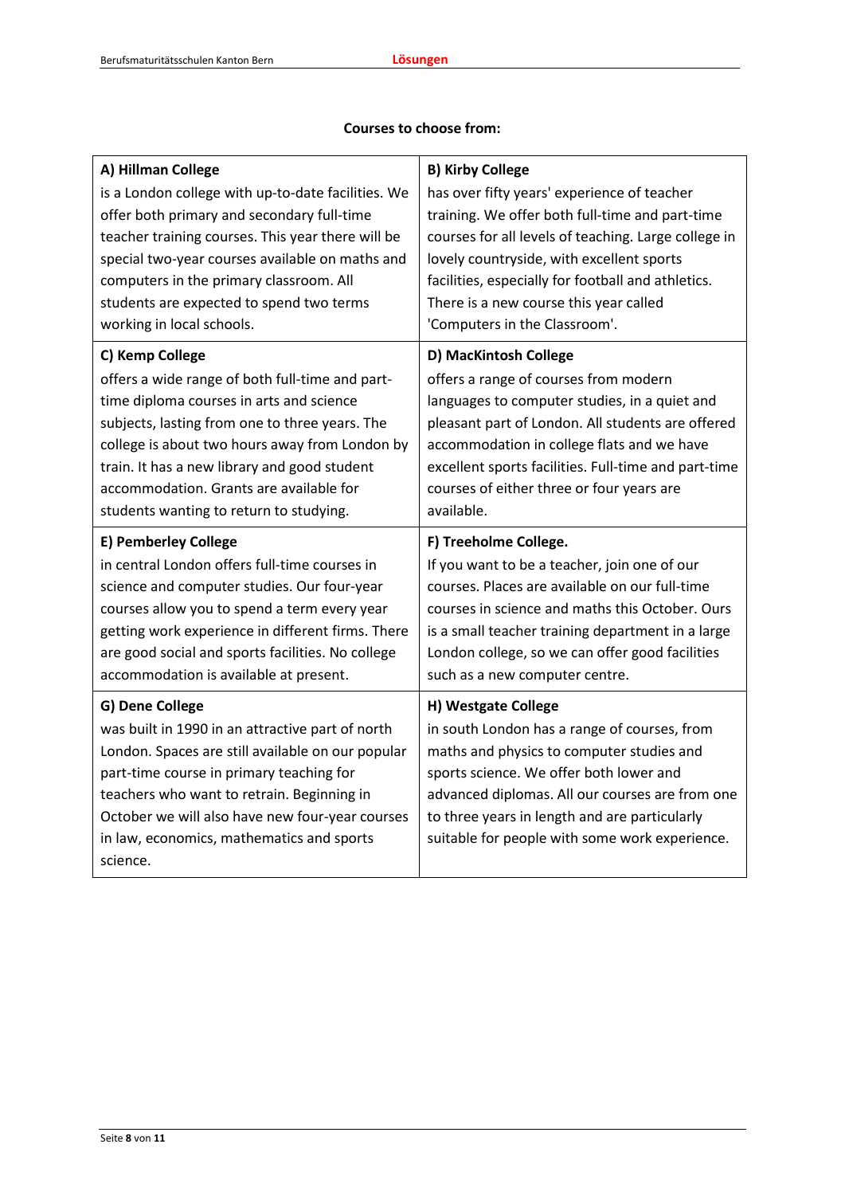**Courses to choose from:**

| | |
|---|---|
| **A) Hillman College** is a London college with up-to-date facilities. We offer both primary and secondary full-time teacher training courses. This year there will be special two-year courses available on maths and computers in the primary classroom. All students are expected to spend two terms working in local schools. | **B) Kirby College** has over fifty years' experience of teacher training. We offer both full-time and part-time courses for all levels of teaching. Large college in lovely countryside, with excellent sports facilities, especially for football and athletics. There is a new course this year called 'Computers in the Classroom'. |
| **C) Kemp College** offers a wide range of both full-time and part-time diploma courses in arts and science subjects, lasting from one to three years. The college is about two hours away from London by train. It has a new library and good student accommodation. Grants are available for students wanting to return to studying. | **D) MacKintosh College** offers a range of courses from modern languages to computer studies, in a quiet and pleasant part of London. All students are offered accommodation in college flats and we have excellent sports facilities. Full-time and part-time courses of either three or four years are available. |
| **E) Pemberley College** in central London offers full-time courses in science and computer studies. Our four-year courses allow you to spend a term every year getting work experience in different firms. There are good social and sports facilities. No college accommodation is available at present. | **F) Treeholme College.** If you want to be a teacher, join one of our courses. Places are available on our full-time courses in science and maths this October. Ours is a small teacher training department in a large London college, so we can offer good facilities such as a new computer centre. |
| **G) Dene College** was built in 1990 in an attractive part of north London. Spaces are still available on our popular part-time course in primary teaching for teachers who want to retrain. Beginning in October we will also have new four-year courses in law, economics, mathematics and sports science. | **H) Westgate College** in south London has a range of courses, from maths and physics to computer studies and sports science. We offer both lower and advanced diplomas. All our courses are from one to three years in length and are particularly suitable for people with some work experience. |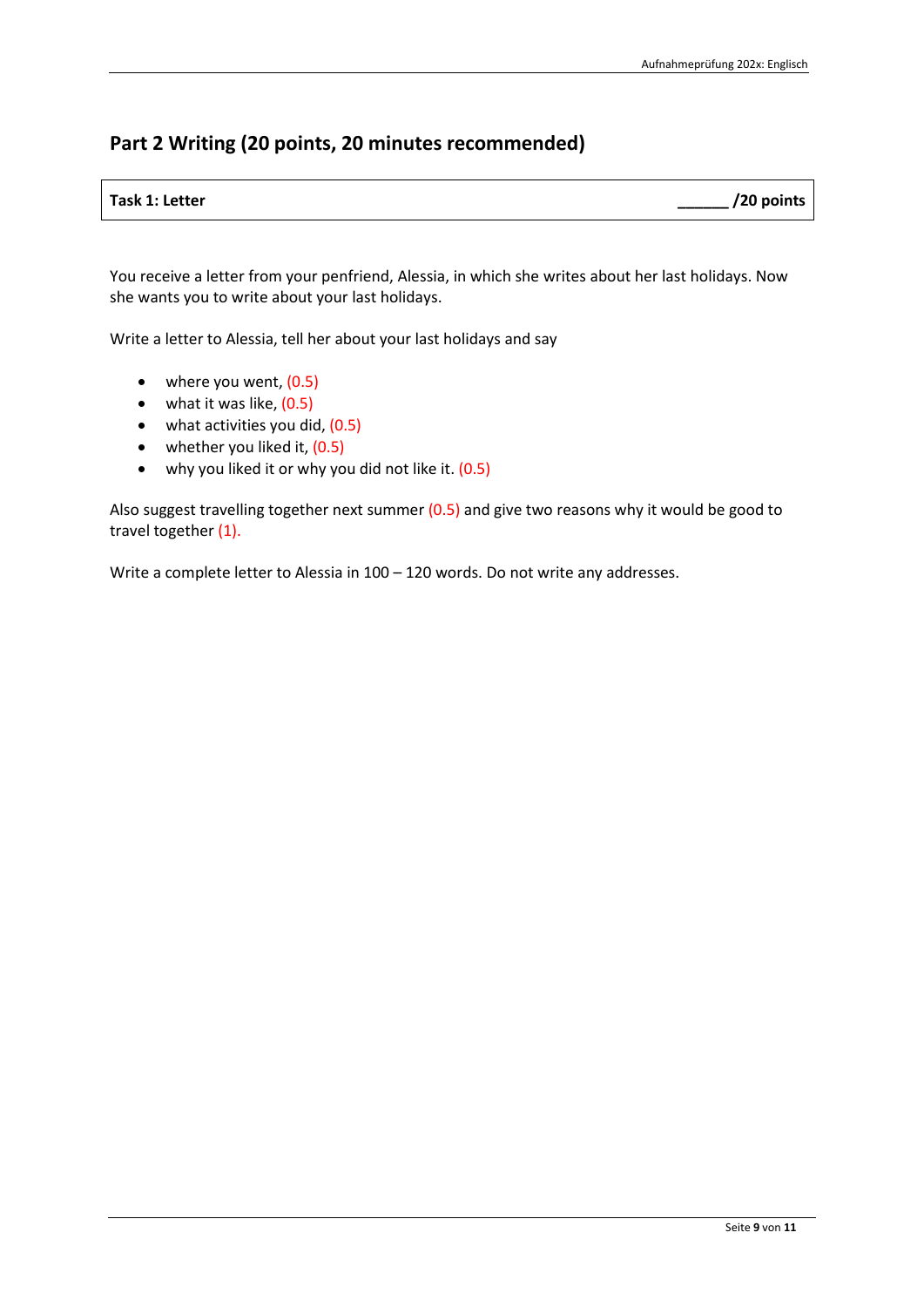## Part 2 Writing (20 points, 20 minutes recommended)

| **Task 1: Letter** | **______ /20 points** |
|---|---|

You receive a letter from your penfriend, Alessia, in which she writes about her last holidays. Now she wants you to write about your last holidays.

Write a letter to Alessia, tell her about your last holidays and say

- where you went, (0.5)
- what it was like, (0.5)
- what activities you did, (0.5)
- whether you liked it, (0.5)
- why you liked it or why you did not like it. (0.5)

Also suggest travelling together next summer (0.5) and give two reasons why it would be good to travel together (1).

Write a complete letter to Alessia in 100 – 120 words. Do not write any addresses.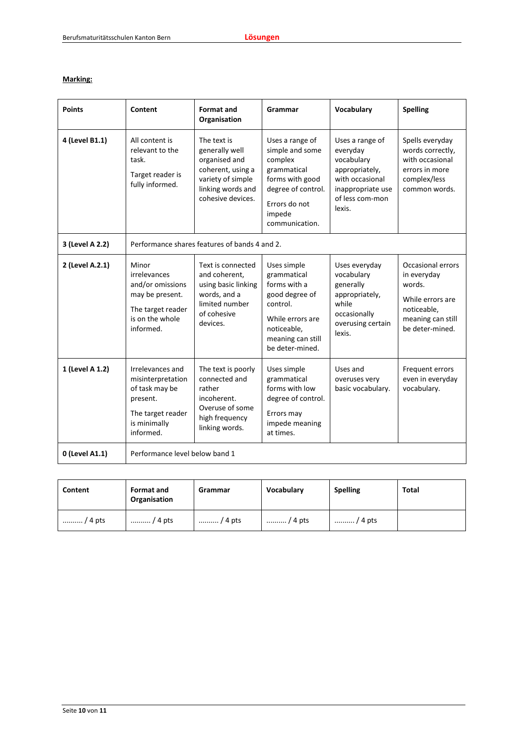**Marking:**

| Points | Content | Format and Organisation | Grammar | Vocabulary | Spelling |
|---|---|---|---|---|---|
| 4 (Level B1.1) | All content is relevant to the task. Target reader is fully informed. | The text is generally well organised and coherent, using a variety of simple linking words and cohesive devices. | Uses a range of simple and some complex grammatical forms with good degree of control. Errors do not impede communication. | Uses a range of everyday vocabulary appropriately, with occasional inappropriate use of less com-mon lexis. | Spells everyday words correctly, with occasional errors in more complex/less common words. |
| 3 (Level A 2.2) | Performance shares features of bands 4 and 2. | | | | |
| 2 (Level A.2.1) | Minor irrelevances and/or omissions may be present. The target reader is on the whole informed. | Text is connected and coherent, using basic linking words, and a limited number of cohesive devices. | Uses simple grammatical forms with a good degree of control. While errors are noticeable, meaning can still be deter-mined. | Uses everyday vocabulary generally appropriately, while occasionally overusing certain lexis. | Occasional errors in everyday words. While errors are noticeable, meaning can still be deter-mined. |
| 1 (Level A 1.2) | Irrelevances and misinterpretation of task may be present. The target reader is minimally informed. | The text is poorly connected and rather incoherent. Overuse of some high frequency linking words. | Uses simple grammatical forms with low degree of control. Errors may impede meaning at times. | Uses and overuses very basic vocabulary. | Frequent errors even in everyday vocabulary. |
| 0 (Level A1.1) | Performance level below band 1 | | | | |

| Content | Format and Organisation | Grammar | Vocabulary | Spelling | Total |
|---|---|---|---|---|---|
| .......... / 4 pts | .......... / 4 pts | .......... / 4 pts | .......... / 4 pts | .......... / 4 pts | |